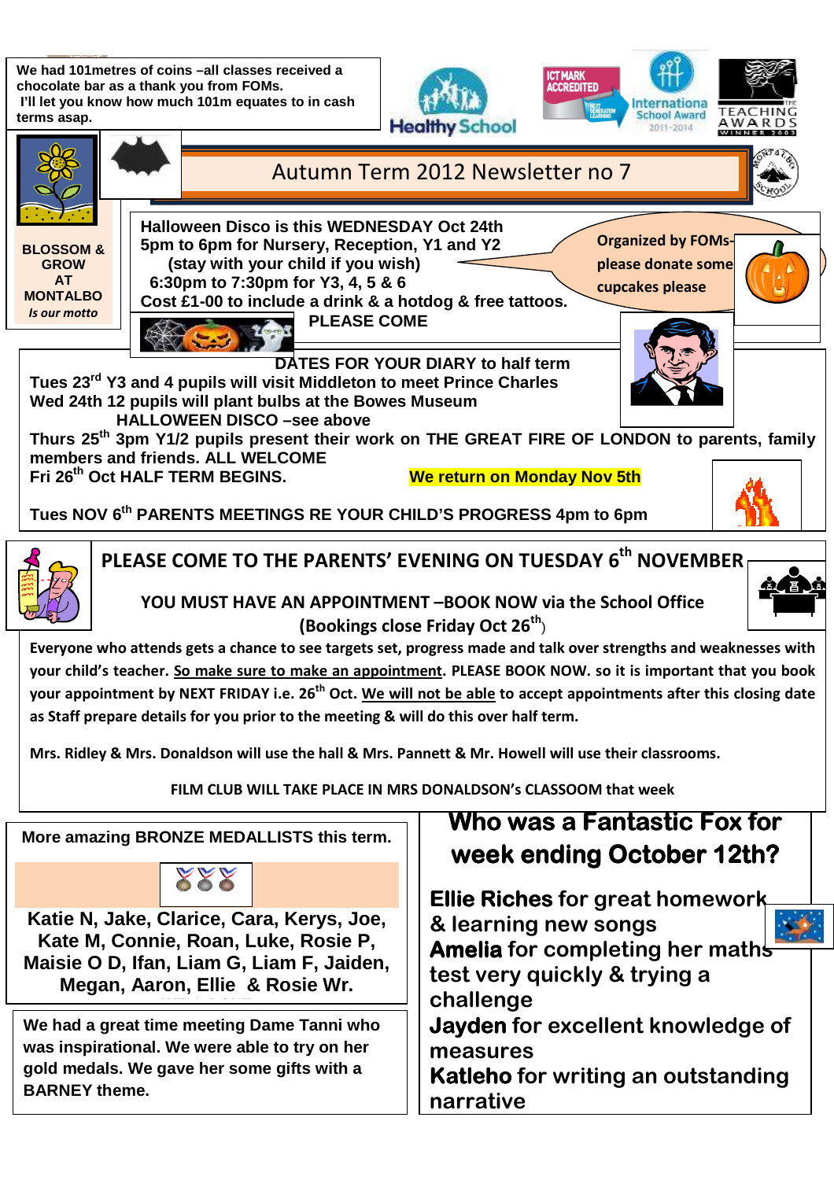We had 101metres of coins –all classes received a chocolate bar as a thank you from FOMs.
I'll let you know how much 101m equates to in cash terms asap.

# Autumn Term 2012 Newsletter no 7

**BLOSSOM & GROW AT MONTALBO**
*Is our motto*

**Halloween Disco is this WEDNESDAY Oct 24th**
**5pm to 6pm for Nursery, Reception, Y1 and Y2**
**(stay with your child if you wish)**
**6:30pm to 7:30pm for Y3, 4, 5 & 6**
**Cost £1-00 to include a drink & a hotdog & free tattoos.**
**PLEASE COME**

**Organized by FOMs- please donate some cupcakes please**

## DATES FOR YOUR DIARY to half term

**Tues 23rd Y3 and 4 pupils will visit Middleton to meet Prince Charles**
**Wed 24th 12 pupils will plant bulbs at the Bowes Museum**
**HALLOWEEN DISCO –see above**
**Thurs 25th 3pm Y1/2 pupils present their work on THE GREAT FIRE OF LONDON to parents, family members and friends. ALL WELCOME**
**Fri 26th Oct HALF TERM BEGINS.** **We return on Monday Nov 5th**

**Tues NOV 6th PARENTS MEETINGS RE YOUR CHILD'S PROGRESS 4pm to 6pm**

## PLEASE COME TO THE PARENTS' EVENING ON TUESDAY 6th NOVEMBER

**YOU MUST HAVE AN APPOINTMENT –BOOK NOW via the School Office**
**(Bookings close Friday Oct 26th)**

**Everyone who attends gets a chance to see targets set, progress made and talk over strengths and weaknesses with your child's teacher. So make sure to make an appointment. PLEASE BOOK NOW. so it is important that you book your appointment by NEXT FRIDAY i.e. 26th Oct. We will not be able to accept appointments after this closing date as Staff prepare details for you prior to the meeting & will do this over half term.**

**Mrs. Ridley & Mrs. Donaldson will use the hall & Mrs. Pannett & Mr. Howell will use their classrooms.**

**FILM CLUB WILL TAKE PLACE IN MRS DONALDSON's CLASSOOM that week**

**More amazing BRONZE MEDALLISTS this term.**

**Katie N, Jake, Clarice, Cara, Kerys, Joe, Kate M, Connie, Roan, Luke, Rosie P, Maisie O D, Ifan, Liam G, Liam F, Jaiden, Megan, Aaron, Ellie & Rosie Wr.**

**We had a great time meeting Dame Tanni who was inspirational. We were able to try on her gold medals. We gave her some gifts with a BARNEY theme.**

## Who was a Fantastic Fox for week ending October 12th?

**Ellie Riches** for great homework & learning new songs
**Amelia** for completing her maths test very quickly & trying a challenge
**Jayden** for excellent knowledge of measures
**Katleho** for writing an outstanding narrative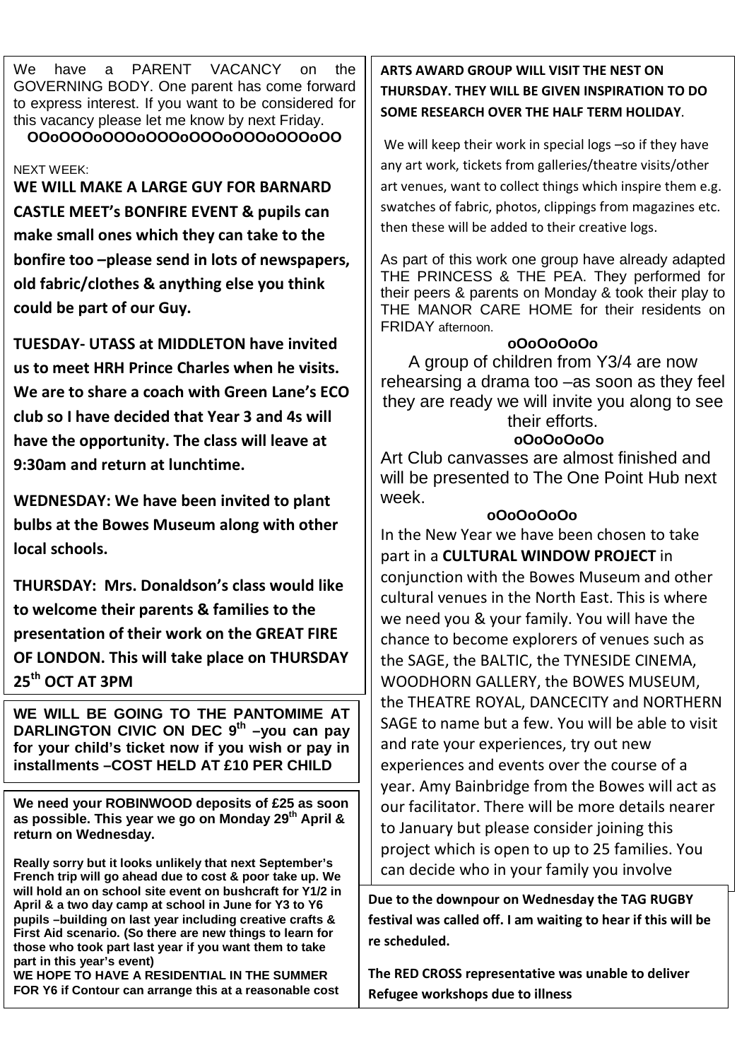We have a PARENT VACANCY on the GOVERNING BODY. One parent has come forward to express interest. If you want to be considered for this vacancy please let me know by next Friday.

**OOoOOOoOOOoOOOoOOOoOOOoOOOoOO**

NEXT WEEK:

**WE WILL MAKE A LARGE GUY FOR BARNARD CASTLE MEET's BONFIRE EVENT & pupils can make small ones which they can take to the bonfire too –please send in lots of newspapers, old fabric/clothes & anything else you think could be part of our Guy.**

**TUESDAY- UTASS at MIDDLETON have invited us to meet HRH Prince Charles when he visits. We are to share a coach with Green Lane's ECO club so I have decided that Year 3 and 4s will have the opportunity. The class will leave at 9:30am and return at lunchtime.**

**WEDNESDAY: We have been invited to plant bulbs at the Bowes Museum along with other local schools.**

**THURSDAY: Mrs. Donaldson's class would like to welcome their parents & families to the presentation of their work on the GREAT FIRE OF LONDON. This will take place on THURSDAY 25th OCT AT 3PM**

**WE WILL BE GOING TO THE PANTOMIME AT DARLINGTON CIVIC ON DEC 9th –you can pay for your child's ticket now if you wish or pay in installments –COST HELD AT £10 PER CHILD**

**We need your ROBINWOOD deposits of £25 as soon as possible. This year we go on Monday 29th April & return on Wednesday.**

**Really sorry but it looks unlikely that next September's French trip will go ahead due to cost & poor take up. We will hold an on school site event on bushcraft for Y1/2 in April & a two day camp at school in June for Y3 to Y6 pupils –building on last year including creative crafts & First Aid scenario. (So there are new things to learn for those who took part last year if you want them to take part in this year's event)**

**WE HOPE TO HAVE A RESIDENTIAL IN THE SUMMER FOR Y6 if Contour can arrange this at a reasonable cost**

**ARTS AWARD GROUP WILL VISIT THE NEST ON THURSDAY. THEY WILL BE GIVEN INSPIRATION TO DO SOME RESEARCH OVER THE HALF TERM HOLIDAY**.

We will keep their work in special logs –so if they have any art work, tickets from galleries/theatre visits/other art venues, want to collect things which inspire them e.g. swatches of fabric, photos, clippings from magazines etc. then these will be added to their creative logs.

As part of this work one group have already adapted THE PRINCESS & THE PEA. They performed for their peers & parents on Monday & took their play to THE MANOR CARE HOME for their residents on FRIDAY afternoon.

**oOoOoOoOo**

A group of children from Y3/4 are now rehearsing a drama too –as soon as they feel they are ready we will invite you along to see their efforts.

**oOoOoOoOo**

Art Club canvasses are almost finished and will be presented to The One Point Hub next week.

**oOoOoOoOo**

In the New Year we have been chosen to take part in a **CULTURAL WINDOW PROJECT** in conjunction with the Bowes Museum and other cultural venues in the North East. This is where we need you & your family. You will have the chance to become explorers of venues such as the SAGE, the BALTIC, the TYNESIDE CINEMA, WOODHORN GALLERY, the BOWES MUSEUM, the THEATRE ROYAL, DANCECITY and NORTHERN SAGE to name but a few. You will be able to visit and rate your experiences, try out new experiences and events over the course of a year. Amy Bainbridge from the Bowes will act as our facilitator. There will be more details nearer to January but please consider joining this project which is open to up to 25 families. You can decide who in your family you involve

**Due to the downpour on Wednesday the TAG RUGBY festival was called off. I am waiting to hear if this will be re scheduled.**

**The RED CROSS representative was unable to deliver Refugee workshops due to illness**